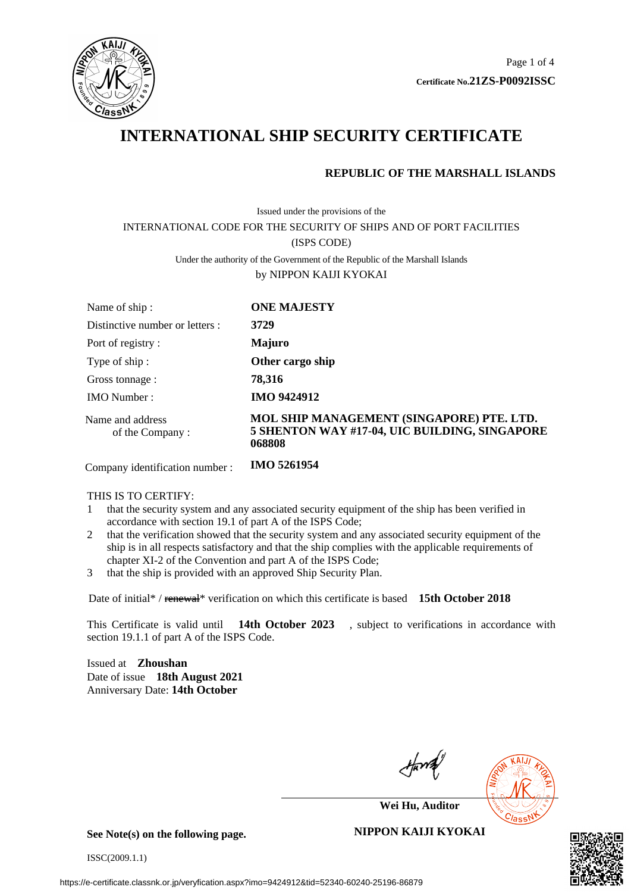Certificate No.**21ZS-P0092ISSC**

# INTERNATIONAL SHIP SECURITY CERTIFICATE

**REPUBLIC OF THE MARSHALL ISLANDS**

Issued under the provisions of the
INTERNATIONAL CODE FOR THE SECURITY OF SHIPS AND OF PORT FACILITIES
(ISPS CODE)
Under the authority of the Government of the Republic of the Marshall Islands
by NIPPON KAIJI KYOKAI

| | |
|---|---|
| Name of ship : | **ONE MAJESTY** |
| Distinctive number or letters : | **3729** |
| Port of registry : | **Majuro** |
| Type of ship : | **Other cargo ship** |
| Gross tonnage : | **78,316** |
| IMO Number : | **IMO 9424912** |
| Name and address of the Company : | **MOL SHIP MANAGEMENT (SINGAPORE) PTE. LTD. 5 SHENTON WAY #17-04, UIC BUILDING, SINGAPORE 068808** |
| Company identification number : | **IMO 5261954** |

THIS IS TO CERTIFY:

1. that the security system and any associated security equipment of the ship has been verified in accordance with section 19.1 of part A of the ISPS Code;
2. that the verification showed that the security system and any associated security equipment of the ship is in all respects satisfactory and that the ship complies with the applicable requirements of chapter XI-2 of the Convention and part A of the ISPS Code;
3. that the ship is provided with an approved Ship Security Plan.

Date of initial* / ~~renewal~~* verification on which this certificate is based **15th October 2018**

This Certificate is valid until **14th October 2023** , subject to verifications in accordance with section 19.1.1 of part A of the ISPS Code.

Issued at **Zhoushan**
Date of issue **18th August 2021**
Anniversary Date: **14th October**

**Wei Hu, Auditor**

**NIPPON KAIJI KYOKAI**

**See Note(s) on the following page.**

ISSC(2009.1.1)

https://e-certificate.classnk.or.jp/veryfication.aspx?imo=9424912&tid=52340-60240-25196-86879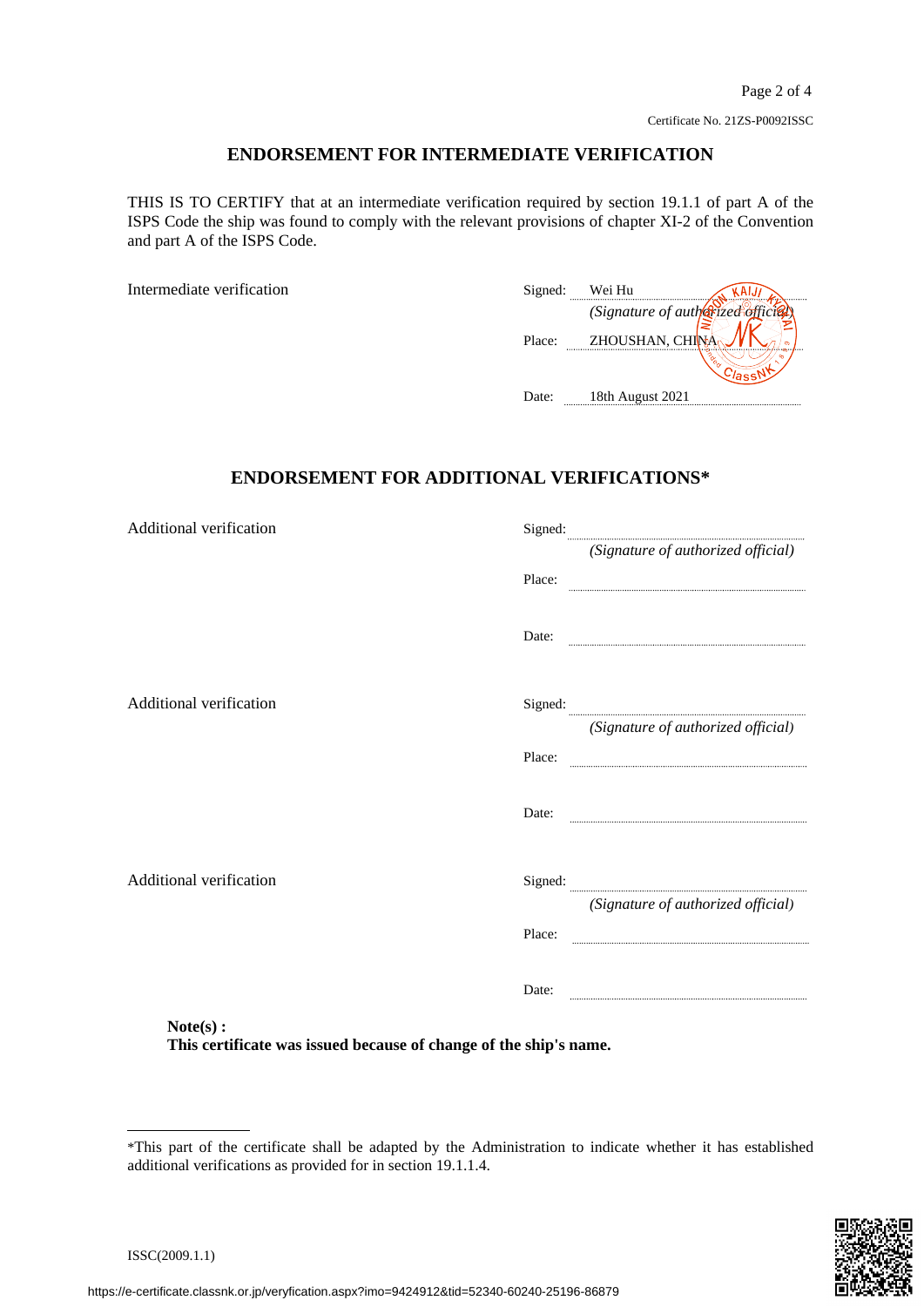Certificate No. 21ZS-P0092ISSC

## ENDORSEMENT FOR INTERMEDIATE VERIFICATION

THIS IS TO CERTIFY that at an intermediate verification required by section 19.1.1 of part A of the ISPS Code the ship was found to comply with the relevant provisions of chapter XI-2 of the Convention and part A of the ISPS Code.

Intermediate verification

Signed: Wei Hu
*(Signature of authorized official)*

Place: ZHOUSHAN, CHINA

Date: 18th August 2021

## ENDORSEMENT FOR ADDITIONAL VERIFICATIONS*

Additional verification

Signed: ..............................
*(Signature of authorized official)*

Place: ..............................

Date: ..............................

Additional verification

Signed: ..............................
*(Signature of authorized official)*

Place: ..............................

Date: ..............................

Additional verification

Signed: ..............................
*(Signature of authorized official)*

Place: ..............................

Date: ..............................

**Note(s) :**
**This certificate was issued because of change of the ship's name.**

*This part of the certificate shall be adapted by the Administration to indicate whether it has established additional verifications as provided for in section 19.1.1.4.

ISSC(2009.1.1)

https://e-certificate.classnk.or.jp/veryfication.aspx?imo=9424912&tid=52340-60240-25196-86879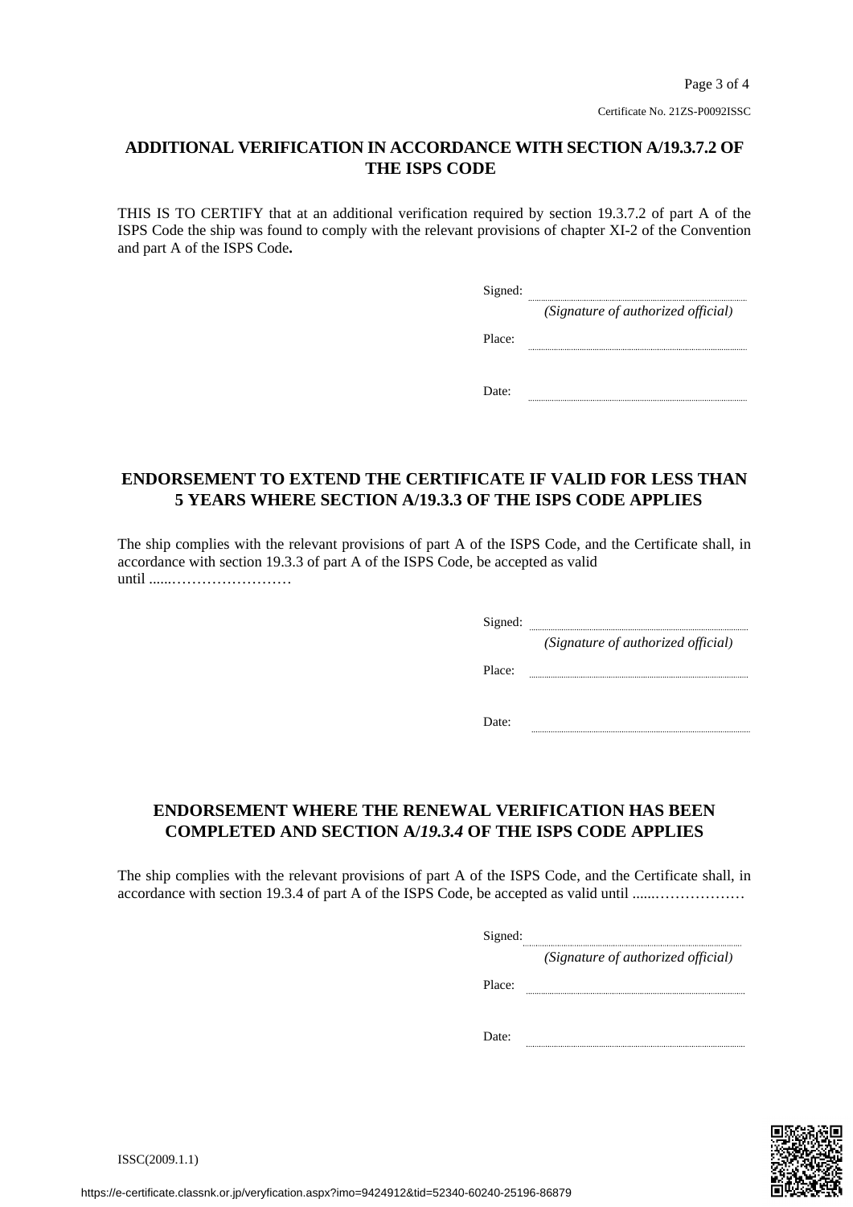Certificate No. 21ZS-P0092ISSC

## ADDITIONAL VERIFICATION IN ACCORDANCE WITH SECTION A/19.3.7.2 OF THE ISPS CODE

THIS IS TO CERTIFY that at an additional verification required by section 19.3.7.2 of part A of the ISPS Code the ship was found to comply with the relevant provisions of chapter XI-2 of the Convention and part A of the ISPS Code**.**

Signed: ..........................................................
*(Signature of authorized official)*

Place: ..........................................................

Date: ..........................................................

## ENDORSEMENT TO EXTEND THE CERTIFICATE IF VALID FOR LESS THAN 5 YEARS WHERE SECTION A/19.3.3 OF THE ISPS CODE APPLIES

The ship complies with the relevant provisions of part A of the ISPS Code, and the Certificate shall, in accordance with section 19.3.3 of part A of the ISPS Code, be accepted as valid until ......……………………

Signed: ..........................................................
*(Signature of authorized official)*

Place: ..........................................................

Date: ..........................................................

## ENDORSEMENT WHERE THE RENEWAL VERIFICATION HAS BEEN COMPLETED AND SECTION A/*19.3.4* OF THE ISPS CODE APPLIES

The ship complies with the relevant provisions of part A of the ISPS Code, and the Certificate shall, in accordance with section 19.3.4 of part A of the ISPS Code, be accepted as valid until ......………………

Signed: ..........................................................
*(Signature of authorized official)*

Place: ..........................................................

Date: ..........................................................

ISSC(2009.1.1)

https://e-certificate.classnk.or.jp/veryfication.aspx?imo=9424912&tid=52340-60240-25196-86879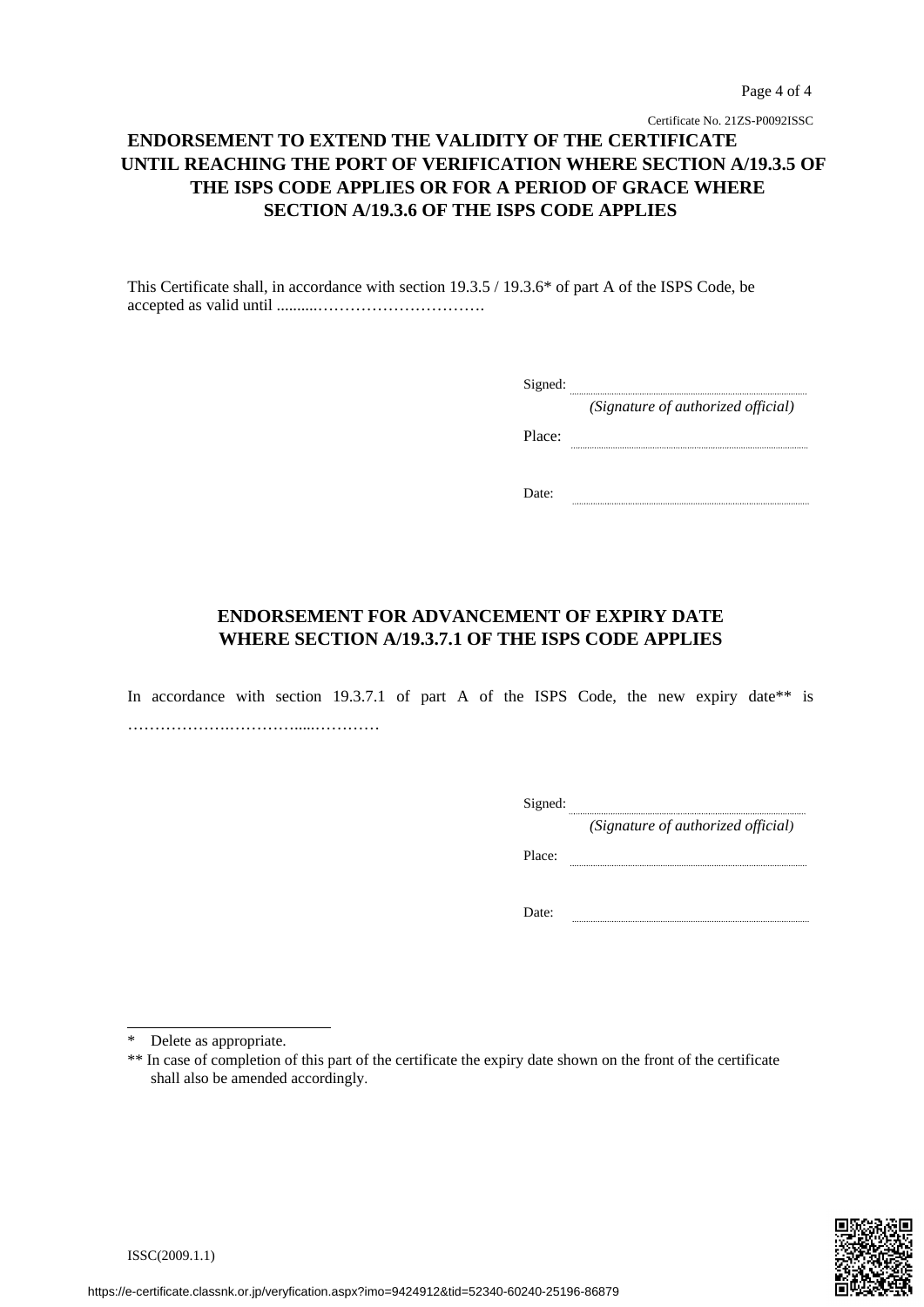Certificate No. 21ZS-P0092ISSC

## ENDORSEMENT TO EXTEND THE VALIDITY OF THE CERTIFICATE UNTIL REACHING THE PORT OF VERIFICATION WHERE SECTION A/19.3.5 OF THE ISPS CODE APPLIES OR FOR A PERIOD OF GRACE WHERE SECTION A/19.3.6 OF THE ISPS CODE APPLIES

This Certificate shall, in accordance with section 19.3.5 / 19.3.6* of part A of the ISPS Code, be accepted as valid until ..........………………………….

Signed: ..............................................
*(Signature of authorized official)*

Place: ..............................................

Date: ..............................................

## ENDORSEMENT FOR ADVANCEMENT OF EXPIRY DATE WHERE SECTION A/19.3.7.1 OF THE ISPS CODE APPLIES

In accordance with section 19.3.7.1 of part A of the ISPS Code, the new expiry date** is ……………….…………......…………

Signed: ..............................................
*(Signature of authorized official)*

Place: ..............................................

Date: ..............................................

---

\* Delete as appropriate.

** In case of completion of this part of the certificate the expiry date shown on the front of the certificate shall also be amended accordingly.

ISSC(2009.1.1)

https://e-certificate.classnk.or.jp/veryfication.aspx?imo=9424912&tid=52340-60240-25196-86879